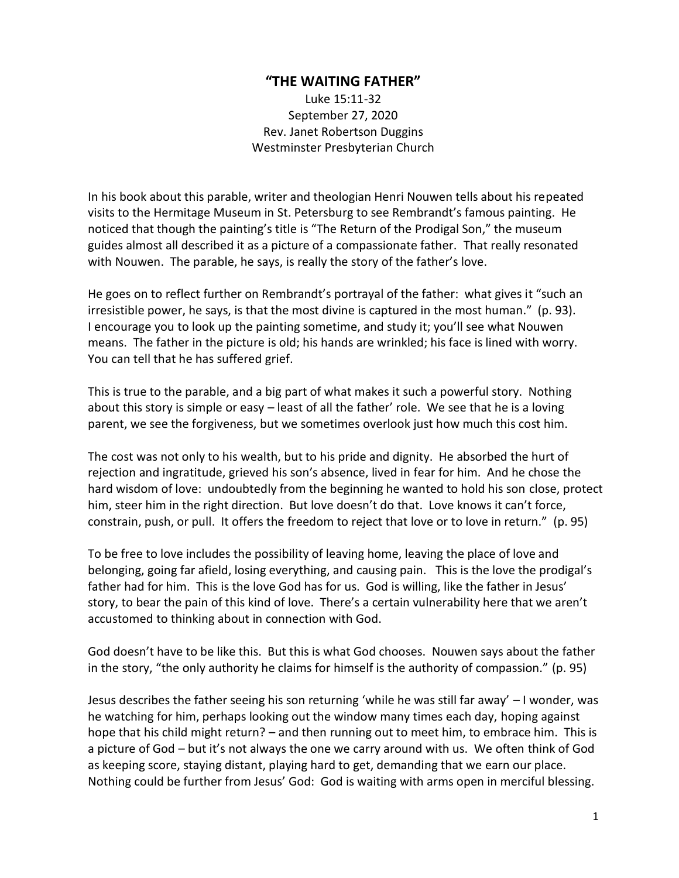# "THE WAITING FATHER"

Luke 15:11-32
September 27, 2020
Rev. Janet Robertson Duggins
Westminster Presbyterian Church

In his book about this parable, writer and theologian Henri Nouwen tells about his repeated visits to the Hermitage Museum in St. Petersburg to see Rembrandt's famous painting. He noticed that though the painting's title is "The Return of the Prodigal Son," the museum guides almost all described it as a picture of a compassionate father. That really resonated with Nouwen. The parable, he says, is really the story of the father's love.

He goes on to reflect further on Rembrandt's portrayal of the father: what gives it "such an irresistible power, he says, is that the most divine is captured in the most human." (p. 93). I encourage you to look up the painting sometime, and study it; you'll see what Nouwen means. The father in the picture is old; his hands are wrinkled; his face is lined with worry. You can tell that he has suffered grief.

This is true to the parable, and a big part of what makes it such a powerful story. Nothing about this story is simple or easy – least of all the father' role. We see that he is a loving parent, we see the forgiveness, but we sometimes overlook just how much this cost him.

The cost was not only to his wealth, but to his pride and dignity. He absorbed the hurt of rejection and ingratitude, grieved his son's absence, lived in fear for him. And he chose the hard wisdom of love: undoubtedly from the beginning he wanted to hold his son close, protect him, steer him in the right direction. But love doesn't do that. Love knows it can't force, constrain, push, or pull. It offers the freedom to reject that love or to love in return." (p. 95)

To be free to love includes the possibility of leaving home, leaving the place of love and belonging, going far afield, losing everything, and causing pain. This is the love the prodigal's father had for him. This is the love God has for us. God is willing, like the father in Jesus' story, to bear the pain of this kind of love. There's a certain vulnerability here that we aren't accustomed to thinking about in connection with God.

God doesn't have to be like this. But this is what God chooses. Nouwen says about the father in the story, "the only authority he claims for himself is the authority of compassion." (p. 95)

Jesus describes the father seeing his son returning 'while he was still far away' – I wonder, was he watching for him, perhaps looking out the window many times each day, hoping against hope that his child might return? – and then running out to meet him, to embrace him. This is a picture of God – but it's not always the one we carry around with us. We often think of God as keeping score, staying distant, playing hard to get, demanding that we earn our place. Nothing could be further from Jesus' God: God is waiting with arms open in merciful blessing.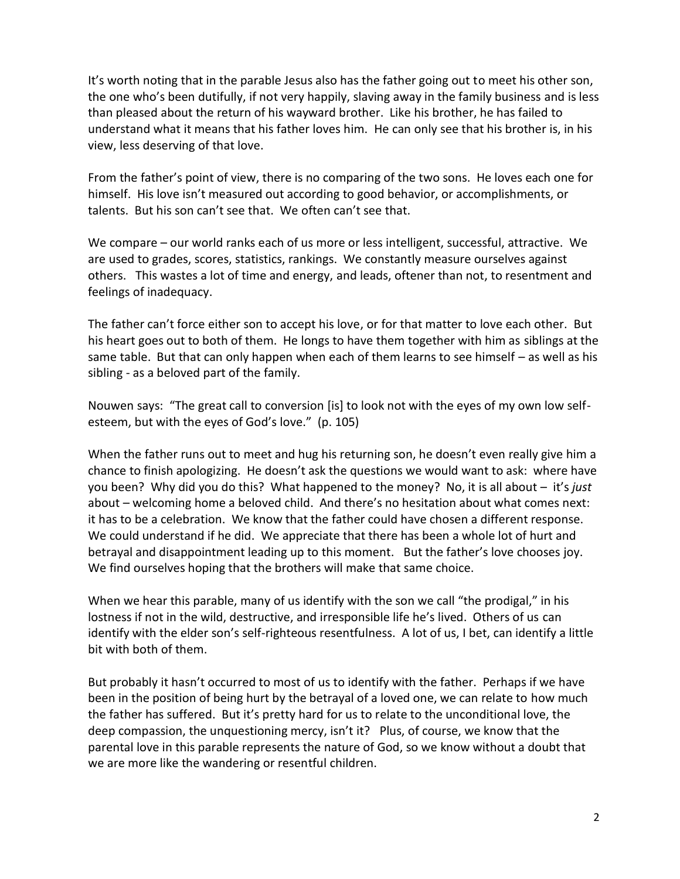It's worth noting that in the parable Jesus also has the father going out to meet his other son, the one who's been dutifully, if not very happily, slaving away in the family business and is less than pleased about the return of his wayward brother. Like his brother, he has failed to understand what it means that his father loves him. He can only see that his brother is, in his view, less deserving of that love.

From the father's point of view, there is no comparing of the two sons. He loves each one for himself. His love isn't measured out according to good behavior, or accomplishments, or talents. But his son can't see that. We often can't see that.

We compare – our world ranks each of us more or less intelligent, successful, attractive. We are used to grades, scores, statistics, rankings. We constantly measure ourselves against others. This wastes a lot of time and energy, and leads, oftener than not, to resentment and feelings of inadequacy.

The father can't force either son to accept his love, or for that matter to love each other. But his heart goes out to both of them. He longs to have them together with him as siblings at the same table. But that can only happen when each of them learns to see himself – as well as his sibling - as a beloved part of the family.

Nouwen says: "The great call to conversion [is] to look not with the eyes of my own low self-esteem, but with the eyes of God's love." (p. 105)

When the father runs out to meet and hug his returning son, he doesn't even really give him a chance to finish apologizing. He doesn't ask the questions we would want to ask: where have you been? Why did you do this? What happened to the money? No, it is all about – it's *just* about – welcoming home a beloved child. And there's no hesitation about what comes next: it has to be a celebration. We know that the father could have chosen a different response. We could understand if he did. We appreciate that there has been a whole lot of hurt and betrayal and disappointment leading up to this moment. But the father's love chooses joy. We find ourselves hoping that the brothers will make that same choice.

When we hear this parable, many of us identify with the son we call "the prodigal," in his lostness if not in the wild, destructive, and irresponsible life he's lived. Others of us can identify with the elder son's self-righteous resentfulness. A lot of us, I bet, can identify a little bit with both of them.

But probably it hasn't occurred to most of us to identify with the father. Perhaps if we have been in the position of being hurt by the betrayal of a loved one, we can relate to how much the father has suffered. But it's pretty hard for us to relate to the unconditional love, the deep compassion, the unquestioning mercy, isn't it? Plus, of course, we know that the parental love in this parable represents the nature of God, so we know without a doubt that we are more like the wandering or resentful children.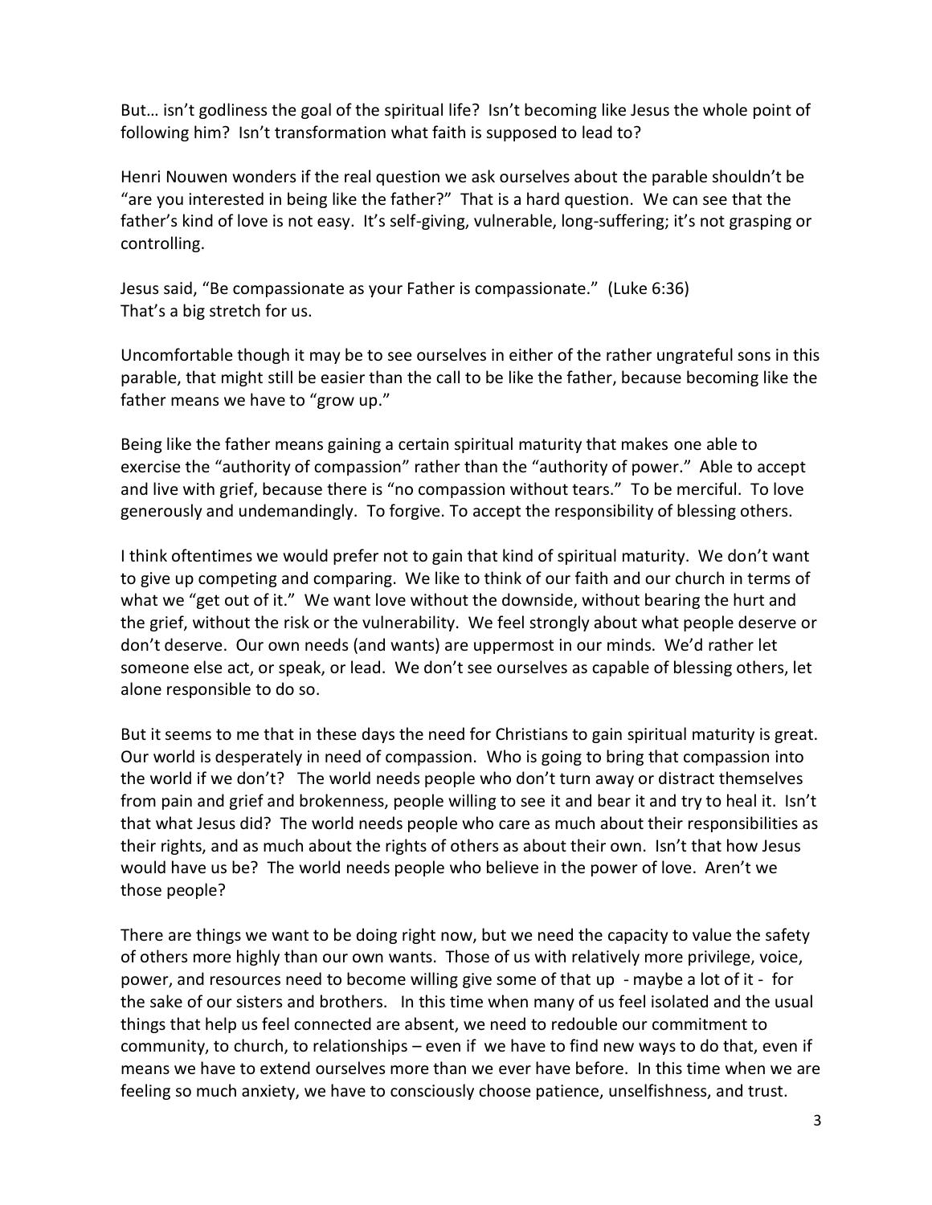But… isn't godliness the goal of the spiritual life? Isn't becoming like Jesus the whole point of following him? Isn't transformation what faith is supposed to lead to?

Henri Nouwen wonders if the real question we ask ourselves about the parable shouldn't be "are you interested in being like the father?" That is a hard question. We can see that the father's kind of love is not easy. It's self-giving, vulnerable, long-suffering; it's not grasping or controlling.

Jesus said, "Be compassionate as your Father is compassionate." (Luke 6:36)
That's a big stretch for us.

Uncomfortable though it may be to see ourselves in either of the rather ungrateful sons in this parable, that might still be easier than the call to be like the father, because becoming like the father means we have to "grow up."

Being like the father means gaining a certain spiritual maturity that makes one able to exercise the "authority of compassion" rather than the "authority of power." Able to accept and live with grief, because there is "no compassion without tears." To be merciful. To love generously and undemandingly. To forgive. To accept the responsibility of blessing others.

I think oftentimes we would prefer not to gain that kind of spiritual maturity. We don't want to give up competing and comparing. We like to think of our faith and our church in terms of what we "get out of it." We want love without the downside, without bearing the hurt and the grief, without the risk or the vulnerability. We feel strongly about what people deserve or don't deserve. Our own needs (and wants) are uppermost in our minds. We'd rather let someone else act, or speak, or lead. We don't see ourselves as capable of blessing others, let alone responsible to do so.

But it seems to me that in these days the need for Christians to gain spiritual maturity is great. Our world is desperately in need of compassion. Who is going to bring that compassion into the world if we don't? The world needs people who don't turn away or distract themselves from pain and grief and brokenness, people willing to see it and bear it and try to heal it. Isn't that what Jesus did? The world needs people who care as much about their responsibilities as their rights, and as much about the rights of others as about their own. Isn't that how Jesus would have us be? The world needs people who believe in the power of love. Aren't we those people?

There are things we want to be doing right now, but we need the capacity to value the safety of others more highly than our own wants. Those of us with relatively more privilege, voice, power, and resources need to become willing give some of that up - maybe a lot of it - for the sake of our sisters and brothers. In this time when many of us feel isolated and the usual things that help us feel connected are absent, we need to redouble our commitment to community, to church, to relationships – even if we have to find new ways to do that, even if means we have to extend ourselves more than we ever have before. In this time when we are feeling so much anxiety, we have to consciously choose patience, unselfishness, and trust.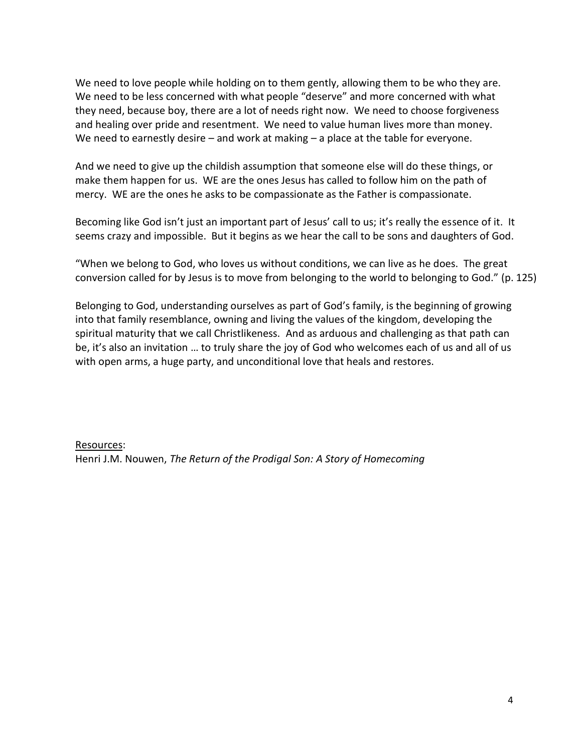We need to love people while holding on to them gently, allowing them to be who they are. We need to be less concerned with what people "deserve" and more concerned with what they need, because boy, there are a lot of needs right now. We need to choose forgiveness and healing over pride and resentment. We need to value human lives more than money. We need to earnestly desire – and work at making – a place at the table for everyone.

And we need to give up the childish assumption that someone else will do these things, or make them happen for us. WE are the ones Jesus has called to follow him on the path of mercy. WE are the ones he asks to be compassionate as the Father is compassionate.

Becoming like God isn't just an important part of Jesus' call to us; it's really the essence of it. It seems crazy and impossible. But it begins as we hear the call to be sons and daughters of God.

"When we belong to God, who loves us without conditions, we can live as he does. The great conversion called for by Jesus is to move from belonging to the world to belonging to God." (p. 125)

Belonging to God, understanding ourselves as part of God's family, is the beginning of growing into that family resemblance, owning and living the values of the kingdom, developing the spiritual maturity that we call Christlikeness. And as arduous and challenging as that path can be, it's also an invitation … to truly share the joy of God who welcomes each of us and all of us with open arms, a huge party, and unconditional love that heals and restores.

<u>Resources</u>:
Henri J.M. Nouwen, *The Return of the Prodigal Son: A Story of Homecoming*